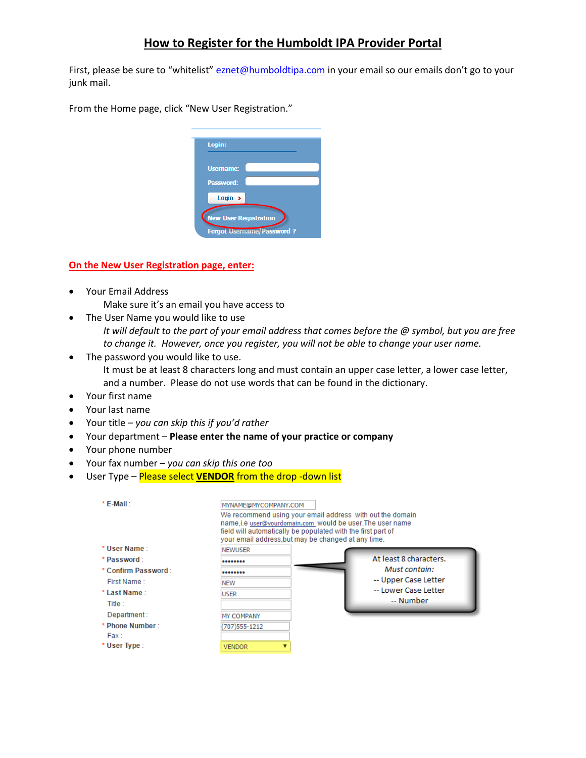# How to Register for the Humboldt IPA Provider Portal

First, please be sure to "whitelist" eznet@humboldtipa.com in your email so our emails don't go to your junk mail.

From the Home page, click "New User Registration."

**On the New User Registration page, enter:**

- Your Email Address
  
  Make sure it's an email you have access to
- The User Name you would like to use
  
  *It will default to the part of your email address that comes before the @ symbol, but you are free to change it. However, once you register, you will not be able to change your user name.*
- The password you would like to use.
  
  It must be at least 8 characters long and must contain an upper case letter, a lower case letter, and a number. Please do not use words that can be found in the dictionary.
- Your first name
- Your last name
- Your title – *you can skip this if you'd rather*
- Your department – **Please enter the name of your practice or company**
- Your phone number
- Your fax number – *you can skip this one too*
- User Type – Please select **VENDOR** from the drop -down list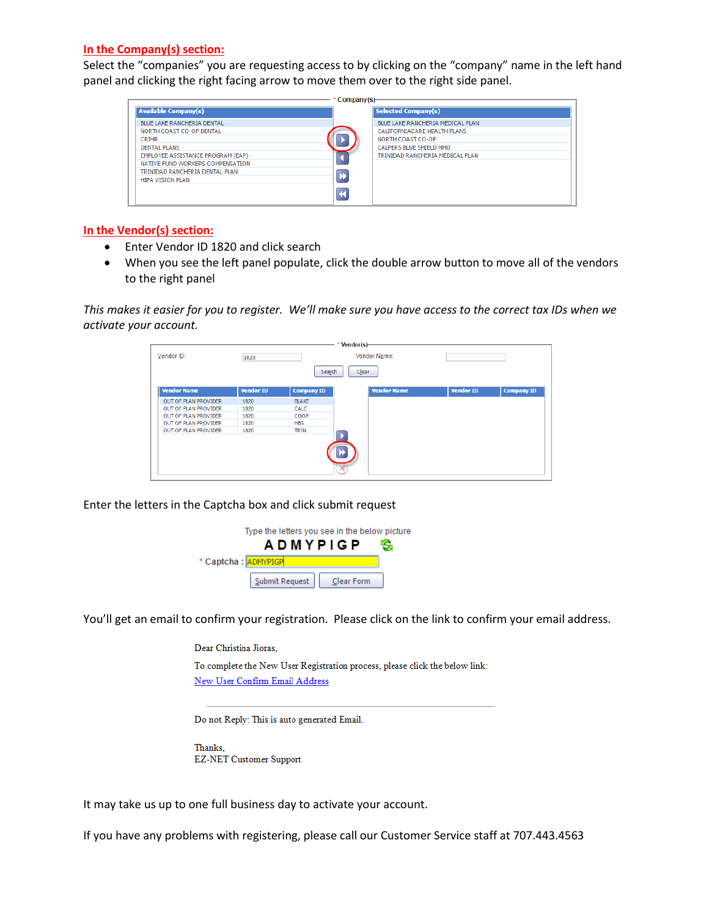**In the Company(s) section:**

Select the "companies" you are requesting access to by clicking on the "company" name in the left hand panel and clicking the right facing arrow to move them over to the right side panel.

\* Company(s)

| Available Company(s) |
|---|
| BLUE LAKE RANCHERIA DENTAL |
| NORTH COAST CO-OP DENTAL |
| CRIHB |
| DENTAL PLANS |
| EMPLOYEE ASSISTANCE PROGRAM (EAP) |
| NATIVE FUND WORKERS COMPENSATION |
| TRINIDAD RANCHERIA DENTAL PLAN |
| HIPA VISION PLAN |

| Selected Company(s) |
|---|
| BLUE LAKE RANCHERIA MEDICAL PLAN |
| CALIFORNIACARE HEALTH PLANS |
| NORTH COAST CO-OP |
| CALPERS BLUE SHIELD HMO |
| TRINIDAD RANCHERIA MEDICAL PLAN |

**In the Vendor(s) section:**

- Enter Vendor ID 1820 and click search
- When you see the left panel populate, click the double arrow button to move all of the vendors to the right panel

*This makes it easier for you to register. We'll make sure you have access to the correct tax IDs when we activate your account.*

\* Vendor(s)

Vendor ID: 1820 Vendor Name:

Search Clear

| Vendor Name | Vendor ID | Company ID |
|---|---|---|
| OUT OF PLAN PROVIDER | 1820 | BLAKE |
| OUT OF PLAN PROVIDER | 1820 | CALC |
| OUT OF PLAN PROVIDER | 1820 | COOP |
| OUT OF PLAN PROVIDER | 1820 | HBS |
| OUT OF PLAN PROVIDER | 1820 | TRIN |

| Vendor Name | Vendor ID | Company ID |
|---|---|---|

Enter the letters in the Captcha box and click submit request

Type the letters you see in the below picture

ADMYPIGP

\* Captcha : ADMYPIGP

Submit Request Clear Form

You'll get an email to confirm your registration. Please click on the link to confirm your email address.

Dear Christina Jioras,

To complete the New User Registration process, please click the below link:

New User Confirm Email Address

Do not Reply: This is auto generated Email.

Thanks,
EZ-NET Customer Support

It may take us up to one full business day to activate your account.

If you have any problems with registering, please call our Customer Service staff at 707.443.4563